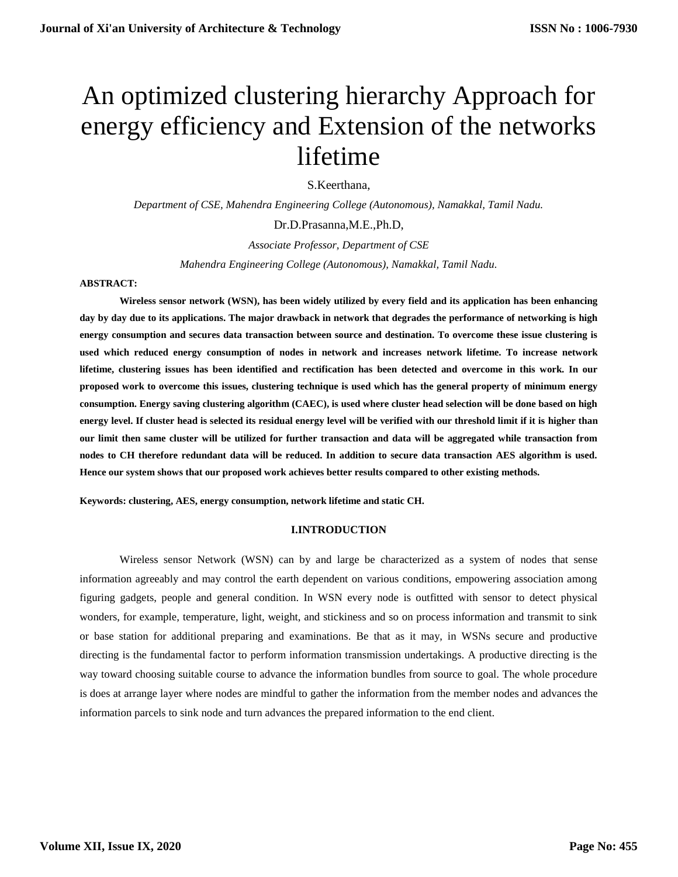# An optimized clustering hierarchy Approach for energy efficiency and Extension of the networks lifetime

S.Keerthana,

*Department of CSE, Mahendra Engineering College (Autonomous), Namakkal, Tamil Nadu.*

Dr.D.Prasanna,M.E.,Ph.D,

*Associate Professor, Department of CSE*

*Mahendra Engineering College (Autonomous), Namakkal, Tamil Nadu.*

**ABSTRACT:**

**Wireless sensor network (WSN), has been widely utilized by every field and its application has been enhancing day by day due to its applications. The major drawback in network that degrades the performance of networking is high energy consumption and secures data transaction between source and destination. To overcome these issue clustering is used which reduced energy consumption of nodes in network and increases network lifetime. To increase network lifetime, clustering issues has been identified and rectification has been detected and overcome in this work. In our proposed work to overcome this issues, clustering technique is used which has the general property of minimum energy consumption. Energy saving clustering algorithm (CAEC), is used where cluster head selection will be done based on high energy level. If cluster head is selected its residual energy level will be verified with our threshold limit if it is higher than our limit then same cluster will be utilized for further transaction and data will be aggregated while transaction from nodes to CH therefore redundant data will be reduced. In addition to secure data transaction AES algorithm is used. Hence our system shows that our proposed work achieves better results compared to other existing methods.**

**Keywords: clustering, AES, energy consumption, network lifetime and static CH.**

## I.INTRODUCTION

Wireless sensor Network (WSN) can by and large be characterized as a system of nodes that sense information agreeably and may control the earth dependent on various conditions, empowering association among figuring gadgets, people and general condition. In WSN every node is outfitted with sensor to detect physical wonders, for example, temperature, light, weight, and stickiness and so on process information and transmit to sink or base station for additional preparing and examinations. Be that as it may, in WSNs secure and productive directing is the fundamental factor to perform information transmission undertakings. A productive directing is the way toward choosing suitable course to advance the information bundles from source to goal. The whole procedure is does at arrange layer where nodes are mindful to gather the information from the member nodes and advances the information parcels to sink node and turn advances the prepared information to the end client.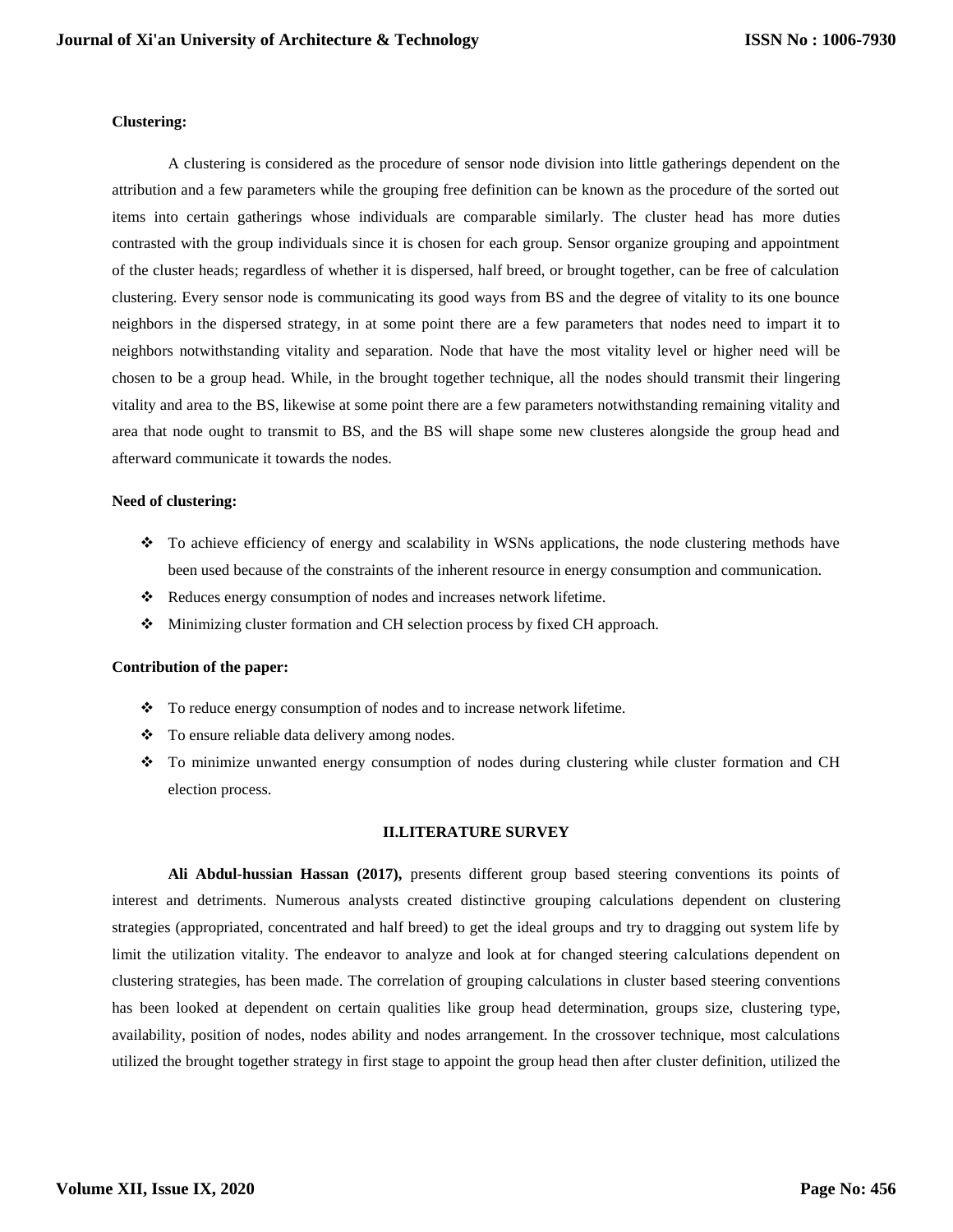**Clustering:**

A clustering is considered as the procedure of sensor node division into little gatherings dependent on the attribution and a few parameters while the grouping free definition can be known as the procedure of the sorted out items into certain gatherings whose individuals are comparable similarly. The cluster head has more duties contrasted with the group individuals since it is chosen for each group. Sensor organize grouping and appointment of the cluster heads; regardless of whether it is dispersed, half breed, or brought together, can be free of calculation clustering. Every sensor node is communicating its good ways from BS and the degree of vitality to its one bounce neighbors in the dispersed strategy, in at some point there are a few parameters that nodes need to impart it to neighbors notwithstanding vitality and separation. Node that have the most vitality level or higher need will be chosen to be a group head. While, in the brought together technique, all the nodes should transmit their lingering vitality and area to the BS, likewise at some point there are a few parameters notwithstanding remaining vitality and area that node ought to transmit to BS, and the BS will shape some new clusteres alongside the group head and afterward communicate it towards the nodes.

**Need of clustering:**

- To achieve efficiency of energy and scalability in WSNs applications, the node clustering methods have been used because of the constraints of the inherent resource in energy consumption and communication.
- Reduces energy consumption of nodes and increases network lifetime.
- Minimizing cluster formation and CH selection process by fixed CH approach.

**Contribution of the paper:**

- To reduce energy consumption of nodes and to increase network lifetime.
- To ensure reliable data delivery among nodes.
- To minimize unwanted energy consumption of nodes during clustering while cluster formation and CH election process.

## II.LITERATURE SURVEY

**Ali Abdul-hussian Hassan (2017),** presents different group based steering conventions its points of interest and detriments. Numerous analysts created distinctive grouping calculations dependent on clustering strategies (appropriated, concentrated and half breed) to get the ideal groups and try to dragging out system life by limit the utilization vitality. The endeavor to analyze and look at for changed steering calculations dependent on clustering strategies, has been made. The correlation of grouping calculations in cluster based steering conventions has been looked at dependent on certain qualities like group head determination, groups size, clustering type, availability, position of nodes, nodes ability and nodes arrangement. In the crossover technique, most calculations utilized the brought together strategy in first stage to appoint the group head then after cluster definition, utilized the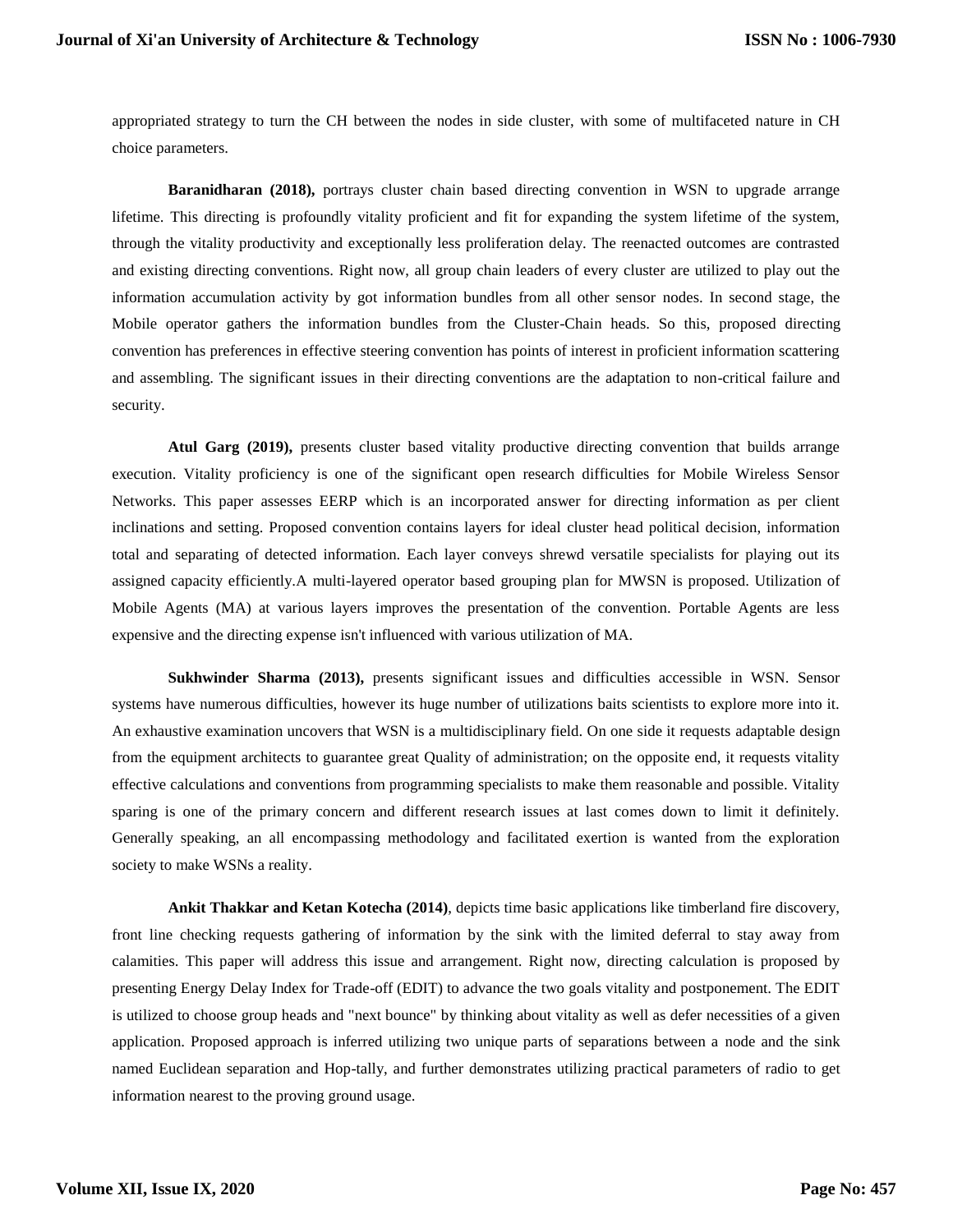appropriated strategy to turn the CH between the nodes in side cluster, with some of multifaceted nature in CH choice parameters.

**Baranidharan (2018),** portrays cluster chain based directing convention in WSN to upgrade arrange lifetime. This directing is profoundly vitality proficient and fit for expanding the system lifetime of the system, through the vitality productivity and exceptionally less proliferation delay. The reenacted outcomes are contrasted and existing directing conventions. Right now, all group chain leaders of every cluster are utilized to play out the information accumulation activity by got information bundles from all other sensor nodes. In second stage, the Mobile operator gathers the information bundles from the Cluster-Chain heads. So this, proposed directing convention has preferences in effective steering convention has points of interest in proficient information scattering and assembling. The significant issues in their directing conventions are the adaptation to non-critical failure and security.

**Atul Garg (2019),** presents cluster based vitality productive directing convention that builds arrange execution. Vitality proficiency is one of the significant open research difficulties for Mobile Wireless Sensor Networks. This paper assesses EERP which is an incorporated answer for directing information as per client inclinations and setting. Proposed convention contains layers for ideal cluster head political decision, information total and separating of detected information. Each layer conveys shrewd versatile specialists for playing out its assigned capacity efficiently.A multi-layered operator based grouping plan for MWSN is proposed. Utilization of Mobile Agents (MA) at various layers improves the presentation of the convention. Portable Agents are less expensive and the directing expense isn't influenced with various utilization of MA.

**Sukhwinder Sharma (2013),** presents significant issues and difficulties accessible in WSN. Sensor systems have numerous difficulties, however its huge number of utilizations baits scientists to explore more into it. An exhaustive examination uncovers that WSN is a multidisciplinary field. On one side it requests adaptable design from the equipment architects to guarantee great Quality of administration; on the opposite end, it requests vitality effective calculations and conventions from programming specialists to make them reasonable and possible. Vitality sparing is one of the primary concern and different research issues at last comes down to limit it definitely. Generally speaking, an all encompassing methodology and facilitated exertion is wanted from the exploration society to make WSNs a reality.

**Ankit Thakkar and Ketan Kotecha (2014)**, depicts time basic applications like timberland fire discovery, front line checking requests gathering of information by the sink with the limited deferral to stay away from calamities. This paper will address this issue and arrangement. Right now, directing calculation is proposed by presenting Energy Delay Index for Trade-off (EDIT) to advance the two goals vitality and postponement. The EDIT is utilized to choose group heads and "next bounce" by thinking about vitality as well as defer necessities of a given application. Proposed approach is inferred utilizing two unique parts of separations between a node and the sink named Euclidean separation and Hop-tally, and further demonstrates utilizing practical parameters of radio to get information nearest to the proving ground usage.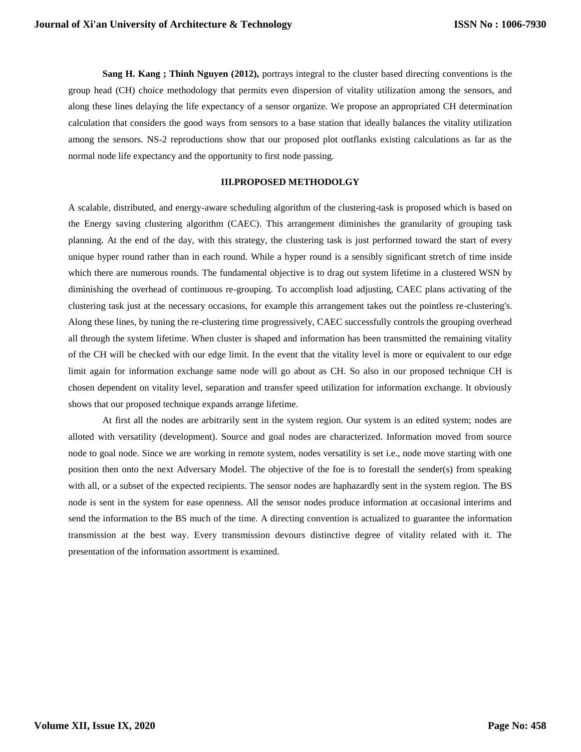**Sang H. Kang ; Thinh Nguyen (2012),** portrays integral to the cluster based directing conventions is the group head (CH) choice methodology that permits even dispersion of vitality utilization among the sensors, and along these lines delaying the life expectancy of a sensor organize. We propose an appropriated CH determination calculation that considers the good ways from sensors to a base station that ideally balances the vitality utilization among the sensors. NS-2 reproductions show that our proposed plot outflanks existing calculations as far as the normal node life expectancy and the opportunity to first node passing.

## III.PROPOSED METHODOLGY

A scalable, distributed, and energy-aware scheduling algorithm of the clustering-task is proposed which is based on the Energy saving clustering algorithm (CAEC). This arrangement diminishes the granularity of grouping task planning. At the end of the day, with this strategy, the clustering task is just performed toward the start of every unique hyper round rather than in each round. While a hyper round is a sensibly significant stretch of time inside which there are numerous rounds. The fundamental objective is to drag out system lifetime in a clustered WSN by diminishing the overhead of continuous re-grouping. To accomplish load adjusting, CAEC plans activating of the clustering task just at the necessary occasions, for example this arrangement takes out the pointless re-clustering's. Along these lines, by tuning the re-clustering time progressively, CAEC successfully controls the grouping overhead all through the system lifetime. When cluster is shaped and information has been transmitted the remaining vitality of the CH will be checked with our edge limit. In the event that the vitality level is more or equivalent to our edge limit again for information exchange same node will go about as CH. So also in our proposed technique CH is chosen dependent on vitality level, separation and transfer speed utilization for information exchange. It obviously shows that our proposed technique expands arrange lifetime.

At first all the nodes are arbitrarily sent in the system region. Our system is an edited system; nodes are alloted with versatility (development). Source and goal nodes are characterized. Information moved from source node to goal node. Since we are working in remote system, nodes versatility is set i.e., node move starting with one position then onto the next Adversary Model. The objective of the foe is to forestall the sender(s) from speaking with all, or a subset of the expected recipients. The sensor nodes are haphazardly sent in the system region. The BS node is sent in the system for ease openness. All the sensor nodes produce information at occasional interims and send the information to the BS much of the time. A directing convention is actualized to guarantee the information transmission at the best way. Every transmission devours distinctive degree of vitality related with it. The presentation of the information assortment is examined.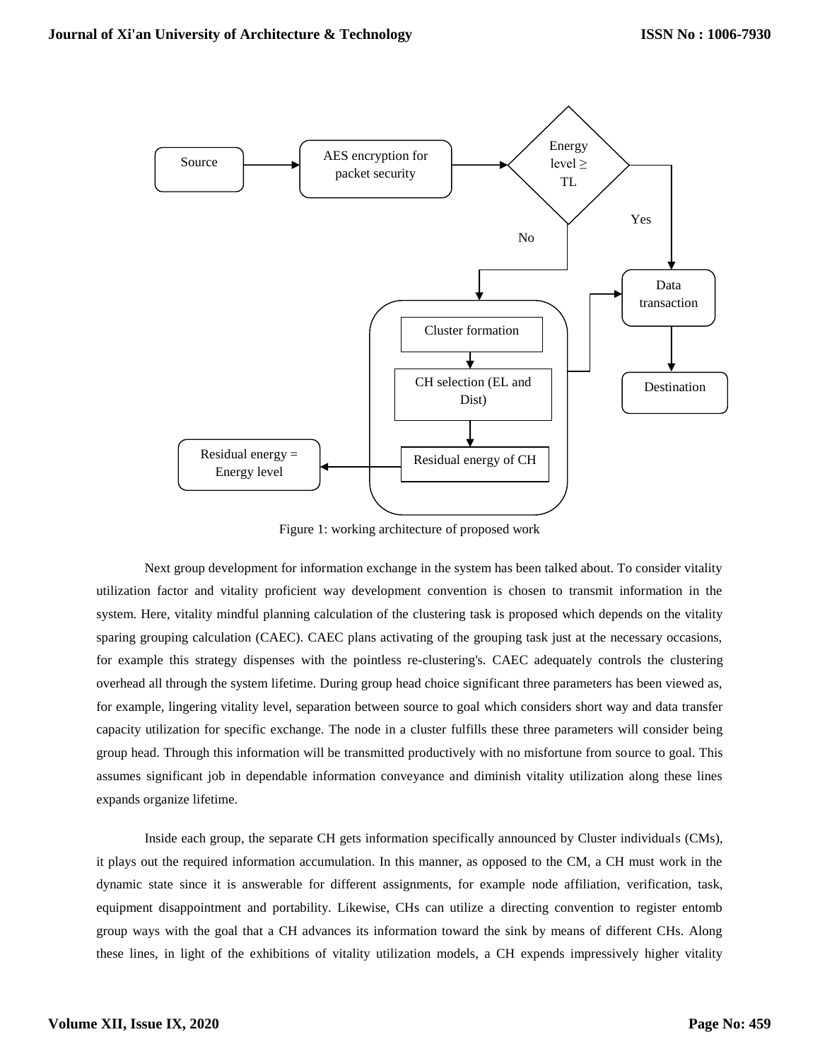Figure 1: working architecture of proposed work

Next group development for information exchange in the system has been talked about. To consider vitality utilization factor and vitality proficient way development convention is chosen to transmit information in the system. Here, vitality mindful planning calculation of the clustering task is proposed which depends on the vitality sparing grouping calculation (CAEC). CAEC plans activating of the grouping task just at the necessary occasions, for example this strategy dispenses with the pointless re-clustering's. CAEC adequately controls the clustering overhead all through the system lifetime. During group head choice significant three parameters has been viewed as, for example, lingering vitality level, separation between source to goal which considers short way and data transfer capacity utilization for specific exchange. The node in a cluster fulfills these three parameters will consider being group head. Through this information will be transmitted productively with no misfortune from source to goal. This assumes significant job in dependable information conveyance and diminish vitality utilization along these lines expands organize lifetime.

Inside each group, the separate CH gets information specifically announced by Cluster individuals (CMs), it plays out the required information accumulation. In this manner, as opposed to the CM, a CH must work in the dynamic state since it is answerable for different assignments, for example node affiliation, verification, task, equipment disappointment and portability. Likewise, CHs can utilize a directing convention to register entomb group ways with the goal that a CH advances its information toward the sink by means of different CHs. Along these lines, in light of the exhibitions of vitality utilization models, a CH expends impressively higher vitality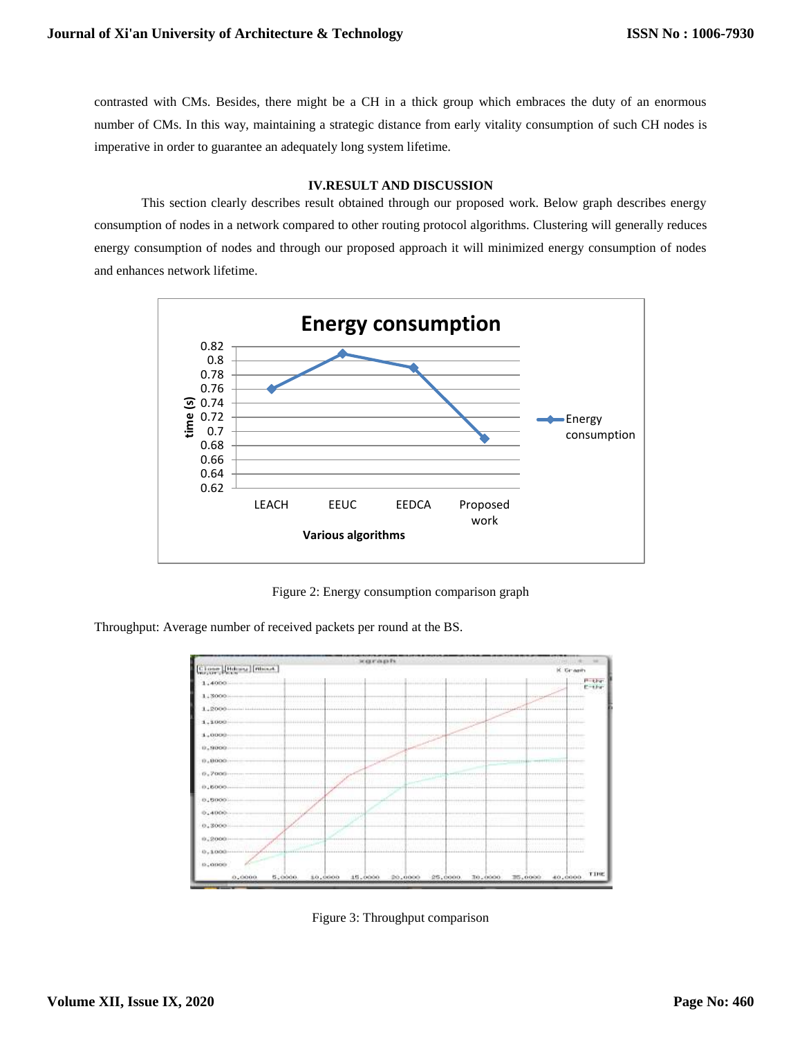contrasted with CMs. Besides, there might be a CH in a thick group which embraces the duty of an enormous number of CMs. In this way, maintaining a strategic distance from early vitality consumption of such CH nodes is imperative in order to guarantee an adequately long system lifetime.

## IV.RESULT AND DISCUSSION

This section clearly describes result obtained through our proposed work. Below graph describes energy consumption of nodes in a network compared to other routing protocol algorithms. Clustering will generally reduces energy consumption of nodes and through our proposed approach it will minimized energy consumption of nodes and enhances network lifetime.

Figure 2: Energy consumption comparison graph

Throughput: Average number of received packets per round at the BS.

Figure 3: Throughput comparison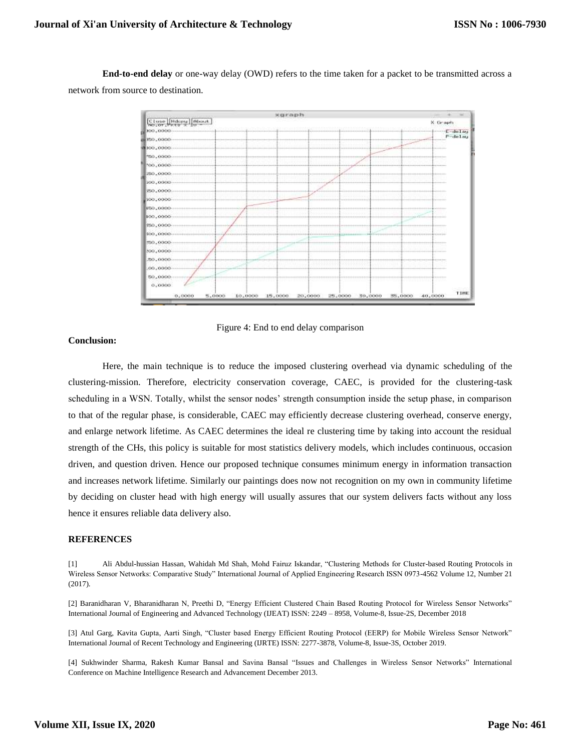**End-to-end delay** or one-way delay (OWD) refers to the time taken for a packet to be transmitted across a network from source to destination.

Figure 4: End to end delay comparison

**Conclusion:**

Here, the main technique is to reduce the imposed clustering overhead via dynamic scheduling of the clustering-mission. Therefore, electricity conservation coverage, CAEC, is provided for the clustering-task scheduling in a WSN. Totally, whilst the sensor nodes' strength consumption inside the setup phase, in comparison to that of the regular phase, is considerable, CAEC may efficiently decrease clustering overhead, conserve energy, and enlarge network lifetime. As CAEC determines the ideal re clustering time by taking into account the residual strength of the CHs, this policy is suitable for most statistics delivery models, which includes continuous, occasion driven, and question driven. Hence our proposed technique consumes minimum energy in information transaction and increases network lifetime. Similarly our paintings does now not recognition on my own in community lifetime by deciding on cluster head with high energy will usually assures that our system delivers facts without any loss hence it ensures reliable data delivery also.

**REFERENCES**

[1] Ali Abdul-hussian Hassan, Wahidah Md Shah, Mohd Fairuz Iskandar, "Clustering Methods for Cluster-based Routing Protocols in Wireless Sensor Networks: Comparative Study" International Journal of Applied Engineering Research ISSN 0973-4562 Volume 12, Number 21 (2017).

[2] Baranidharan V, Bharanidharan N, Preethi D, "Energy Efficient Clustered Chain Based Routing Protocol for Wireless Sensor Networks" International Journal of Engineering and Advanced Technology (IJEAT) ISSN: 2249 – 8958, Volume-8, Issue-2S, December 2018

[3] Atul Garg, Kavita Gupta, Aarti Singh, "Cluster based Energy Efficient Routing Protocol (EERP) for Mobile Wireless Sensor Network" International Journal of Recent Technology and Engineering (IJRTE) ISSN: 2277-3878, Volume-8, Issue-3S, October 2019.

[4] Sukhwinder Sharma, Rakesh Kumar Bansal and Savina Bansal "Issues and Challenges in Wireless Sensor Networks" International Conference on Machine Intelligence Research and Advancement December 2013.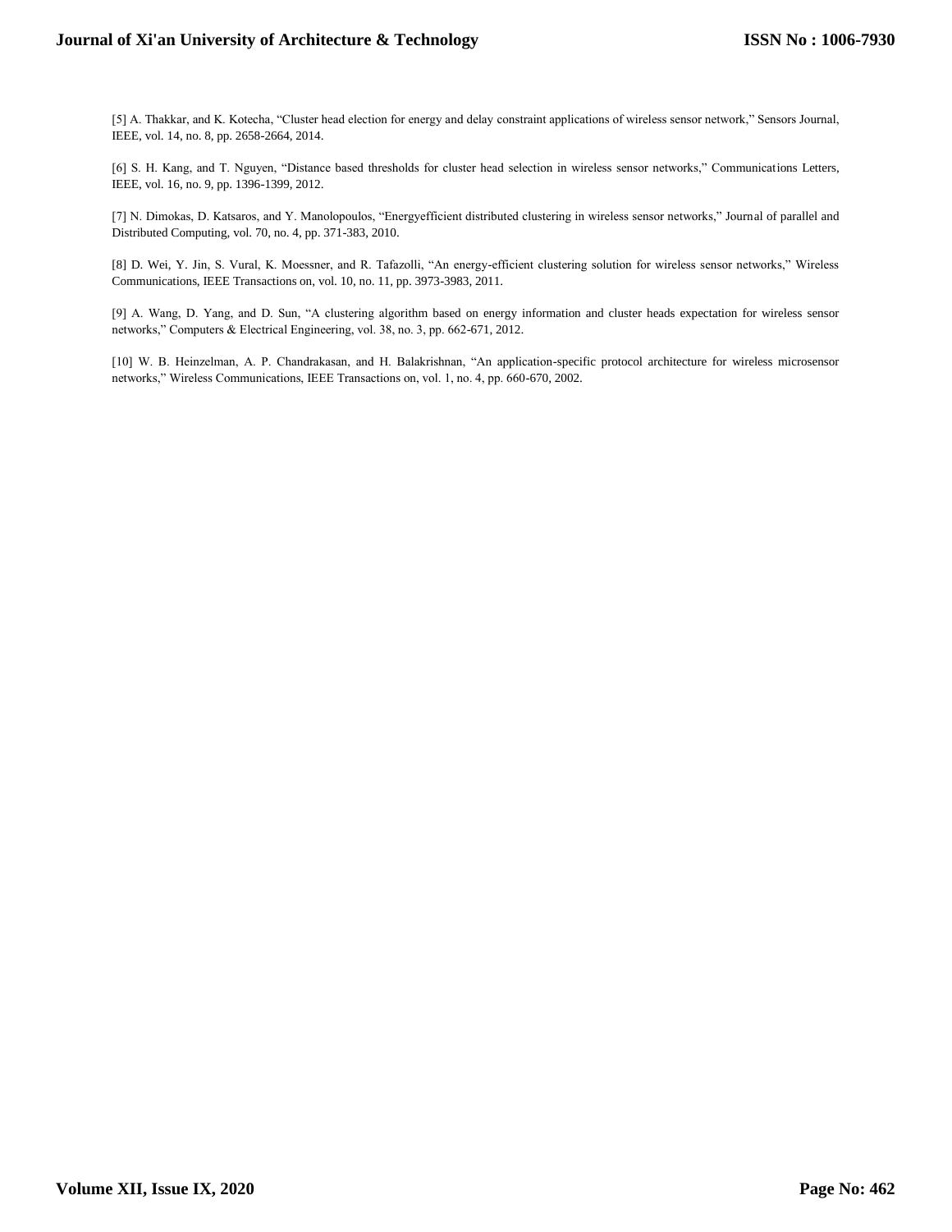[5] A. Thakkar, and K. Kotecha, “Cluster head election for energy and delay constraint applications of wireless sensor network,” Sensors Journal, IEEE, vol. 14, no. 8, pp. 2658-2664, 2014.

[6] S. H. Kang, and T. Nguyen, “Distance based thresholds for cluster head selection in wireless sensor networks,” Communications Letters, IEEE, vol. 16, no. 9, pp. 1396-1399, 2012.

[7] N. Dimokas, D. Katsaros, and Y. Manolopoulos, “Energyefficient distributed clustering in wireless sensor networks,” Journal of parallel and Distributed Computing, vol. 70, no. 4, pp. 371-383, 2010.

[8] D. Wei, Y. Jin, S. Vural, K. Moessner, and R. Tafazolli, “An energy-efficient clustering solution for wireless sensor networks,” Wireless Communications, IEEE Transactions on, vol. 10, no. 11, pp. 3973-3983, 2011.

[9] A. Wang, D. Yang, and D. Sun, “A clustering algorithm based on energy information and cluster heads expectation for wireless sensor networks,” Computers & Electrical Engineering, vol. 38, no. 3, pp. 662-671, 2012.

[10] W. B. Heinzelman, A. P. Chandrakasan, and H. Balakrishnan, “An application-specific protocol architecture for wireless microsensor networks,” Wireless Communications, IEEE Transactions on, vol. 1, no. 4, pp. 660-670, 2002.